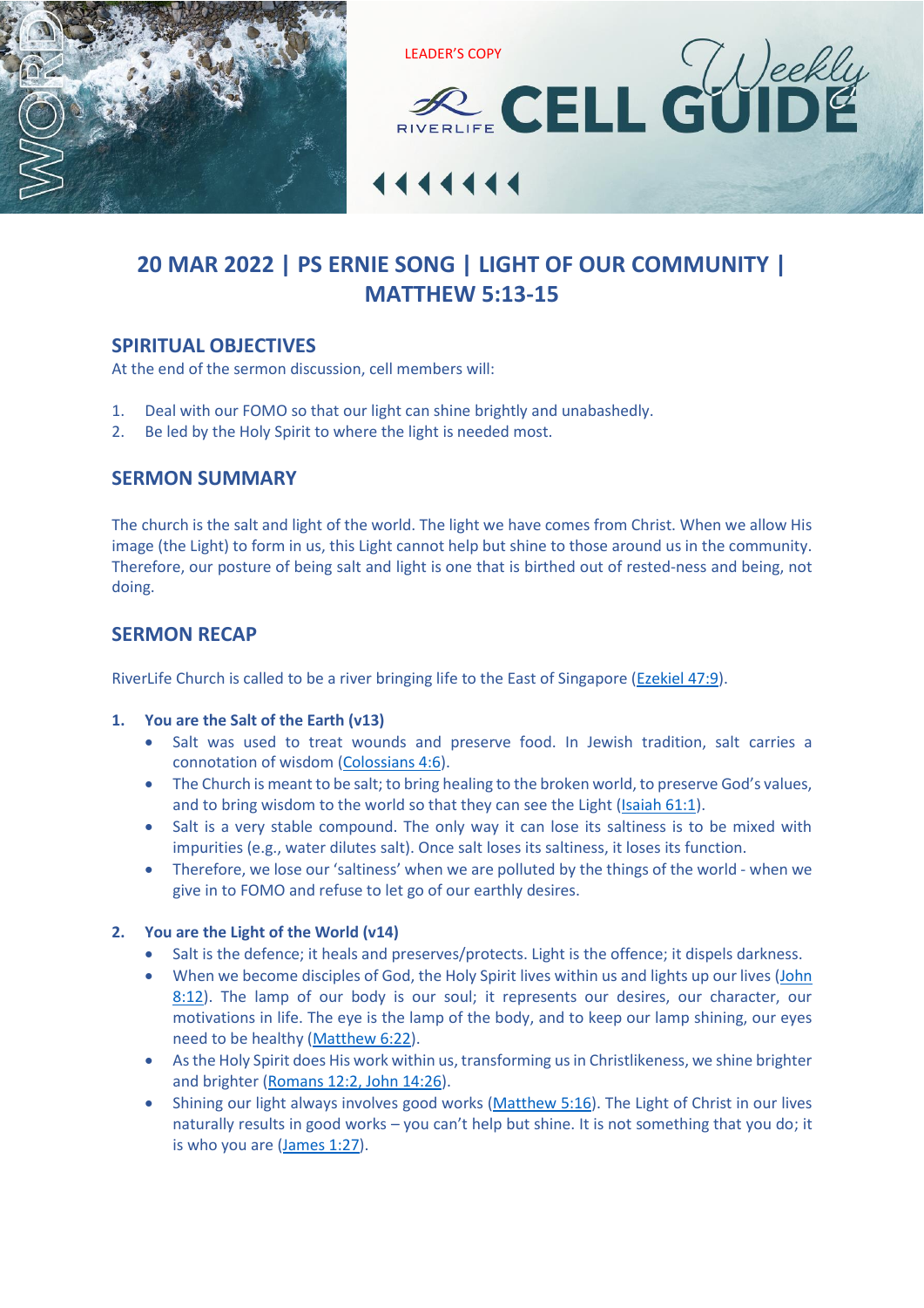LEADER'S COPY

# RIVERLIFE CELL GUIDE Weekly

## 20 MAR 2022 | PS ERNIE SONG | LIGHT OF OUR COMMUNITY | MATTHEW 5:13-15

### SPIRITUAL OBJECTIVES

At the end of the sermon discussion, cell members will:

1. Deal with our FOMO so that our light can shine brightly and unabashedly.
2. Be led by the Holy Spirit to where the light is needed most.

### SERMON SUMMARY

The church is the salt and light of the world. The light we have comes from Christ. When we allow His image (the Light) to form in us, this Light cannot help but shine to those around us in the community. Therefore, our posture of being salt and light is one that is birthed out of rested-ness and being, not doing.

### SERMON RECAP

RiverLife Church is called to be a river bringing life to the East of Singapore (Ezekiel 47:9).

1. **You are the Salt of the Earth (v13)**
   - Salt was used to treat wounds and preserve food. In Jewish tradition, salt carries a connotation of wisdom (Colossians 4:6).
   - The Church is meant to be salt; to bring healing to the broken world, to preserve God's values, and to bring wisdom to the world so that they can see the Light (Isaiah 61:1).
   - Salt is a very stable compound. The only way it can lose its saltiness is to be mixed with impurities (e.g., water dilutes salt). Once salt loses its saltiness, it loses its function.
   - Therefore, we lose our 'saltiness' when we are polluted by the things of the world - when we give in to FOMO and refuse to let go of our earthly desires.

2. **You are the Light of the World (v14)**
   - Salt is the defence; it heals and preserves/protects. Light is the offence; it dispels darkness.
   - When we become disciples of God, the Holy Spirit lives within us and lights up our lives (John 8:12). The lamp of our body is our soul; it represents our desires, our character, our motivations in life. The eye is the lamp of the body, and to keep our lamp shining, our eyes need to be healthy (Matthew 6:22).
   - As the Holy Spirit does His work within us, transforming us in Christlikeness, we shine brighter and brighter (Romans 12:2, John 14:26).
   - Shining our light always involves good works (Matthew 5:16). The Light of Christ in our lives naturally results in good works – you can't help but shine. It is not something that you do; it is who you are (James 1:27).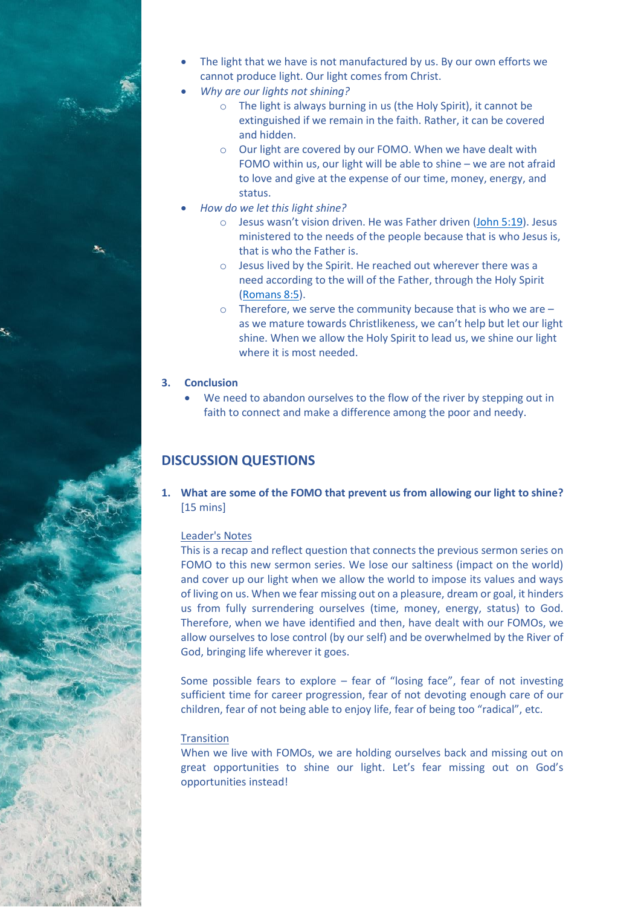- The light that we have is not manufactured by us. By our own efforts we cannot produce light. Our light comes from Christ.
- *Why are our lights not shining?*
  - The light is always burning in us (the Holy Spirit), it cannot be extinguished if we remain in the faith. Rather, it can be covered and hidden.
  - Our light are covered by our FOMO. When we have dealt with FOMO within us, our light will be able to shine – we are not afraid to love and give at the expense of our time, money, energy, and status.
- *How do we let this light shine?*
  - Jesus wasn't vision driven. He was Father driven (John 5:19). Jesus ministered to the needs of the people because that is who Jesus is, that is who the Father is.
  - Jesus lived by the Spirit. He reached out wherever there was a need according to the will of the Father, through the Holy Spirit (Romans 8:5).
  - Therefore, we serve the community because that is who we are – as we mature towards Christlikeness, we can't help but let our light shine. When we allow the Holy Spirit to lead us, we shine our light where it is most needed.

**3. Conclusion**

- We need to abandon ourselves to the flow of the river by stepping out in faith to connect and make a difference among the poor and needy.

## DISCUSSION QUESTIONS

**1. What are some of the FOMO that prevent us from allowing our light to shine?** [15 mins]

Leader's Notes

This is a recap and reflect question that connects the previous sermon series on FOMO to this new sermon series. We lose our saltiness (impact on the world) and cover up our light when we allow the world to impose its values and ways of living on us. When we fear missing out on a pleasure, dream or goal, it hinders us from fully surrendering ourselves (time, money, energy, status) to God. Therefore, when we have identified and then, have dealt with our FOMOs, we allow ourselves to lose control (by our self) and be overwhelmed by the River of God, bringing life wherever it goes.

Some possible fears to explore – fear of "losing face", fear of not investing sufficient time for career progression, fear of not devoting enough care of our children, fear of not being able to enjoy life, fear of being too "radical", etc.

Transition

When we live with FOMOs, we are holding ourselves back and missing out on great opportunities to shine our light. Let's fear missing out on God's opportunities instead!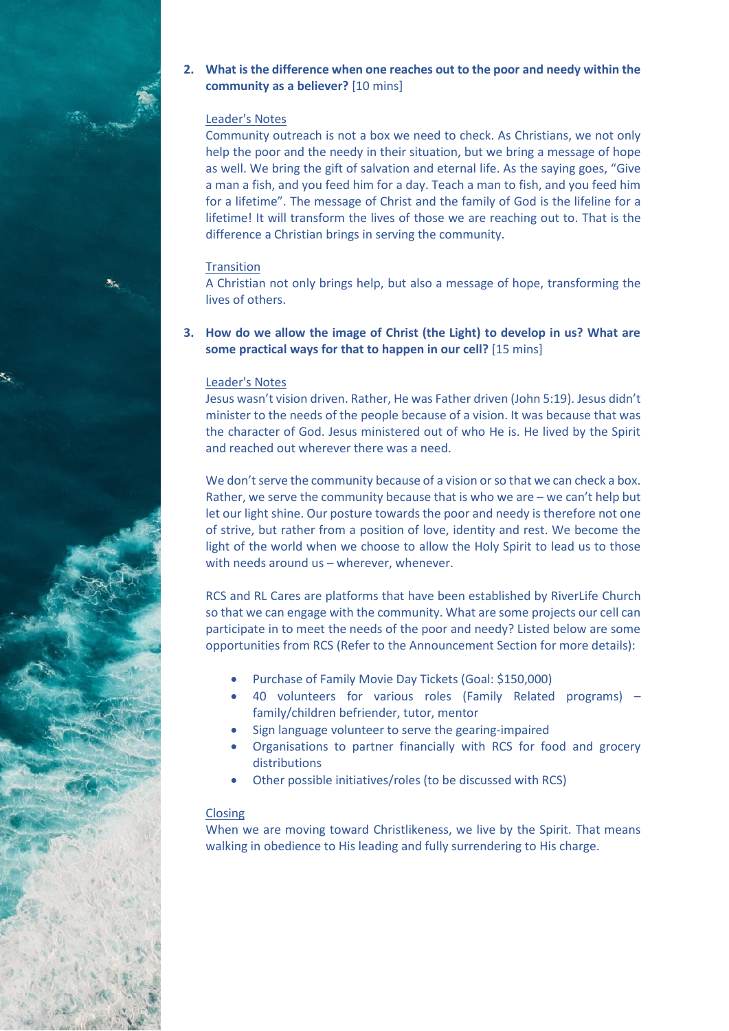2. **What is the difference when one reaches out to the poor and needy within the community as a believer?** [10 mins]

   Leader's Notes

   Community outreach is not a box we need to check. As Christians, we not only help the poor and the needy in their situation, but we bring a message of hope as well. We bring the gift of salvation and eternal life. As the saying goes, "Give a man a fish, and you feed him for a day. Teach a man to fish, and you feed him for a lifetime". The message of Christ and the family of God is the lifeline for a lifetime! It will transform the lives of those we are reaching out to. That is the difference a Christian brings in serving the community.

   Transition

   A Christian not only brings help, but also a message of hope, transforming the lives of others.

3. **How do we allow the image of Christ (the Light) to develop in us? What are some practical ways for that to happen in our cell?** [15 mins]

   Leader's Notes

   Jesus wasn't vision driven. Rather, He was Father driven (John 5:19). Jesus didn't minister to the needs of the people because of a vision. It was because that was the character of God. Jesus ministered out of who He is. He lived by the Spirit and reached out wherever there was a need.

   We don't serve the community because of a vision or so that we can check a box. Rather, we serve the community because that is who we are – we can't help but let our light shine. Our posture towards the poor and needy is therefore not one of strive, but rather from a position of love, identity and rest. We become the light of the world when we choose to allow the Holy Spirit to lead us to those with needs around us – wherever, whenever.

   RCS and RL Cares are platforms that have been established by RiverLife Church so that we can engage with the community. What are some projects our cell can participate in to meet the needs of the poor and needy? Listed below are some opportunities from RCS (Refer to the Announcement Section for more details):

   - Purchase of Family Movie Day Tickets (Goal: $150,000)
   - 40 volunteers for various roles (Family Related programs) – family/children befriender, tutor, mentor
   - Sign language volunteer to serve the gearing-impaired
   - Organisations to partner financially with RCS for food and grocery distributions
   - Other possible initiatives/roles (to be discussed with RCS)

   Closing

   When we are moving toward Christlikeness, we live by the Spirit. That means walking in obedience to His leading and fully surrendering to His charge.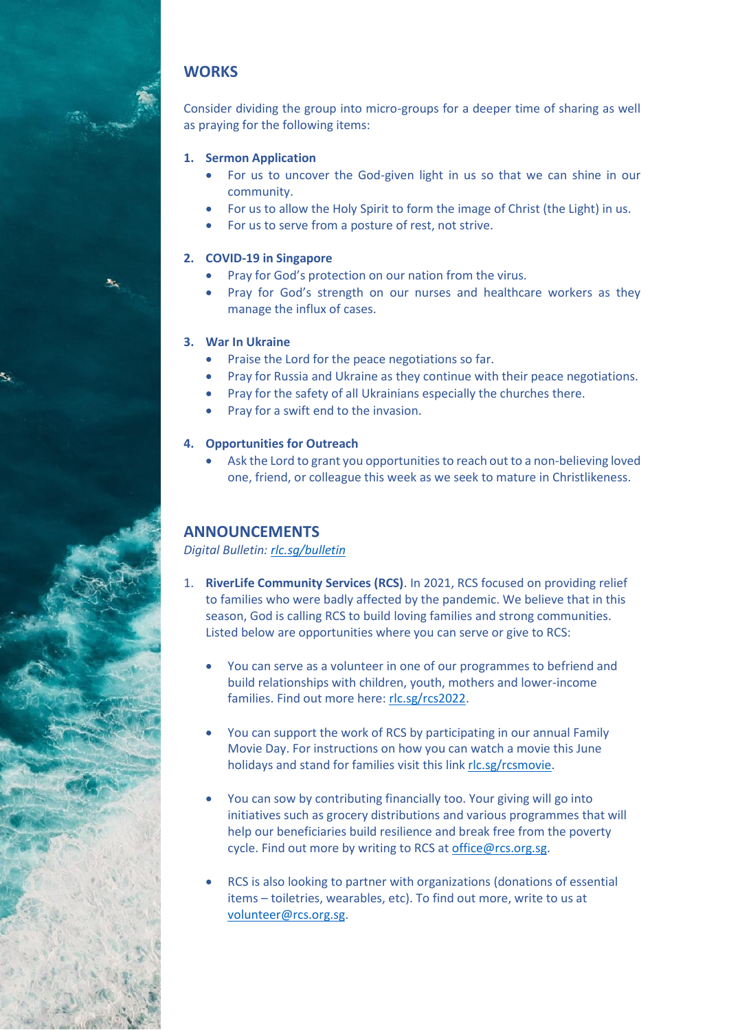## WORKS

Consider dividing the group into micro-groups for a deeper time of sharing as well as praying for the following items:

1. **Sermon Application**
    - For us to uncover the God-given light in us so that we can shine in our community.
    - For us to allow the Holy Spirit to form the image of Christ (the Light) in us.
    - For us to serve from a posture of rest, not strive.

2. **COVID-19 in Singapore**
    - Pray for God's protection on our nation from the virus.
    - Pray for God's strength on our nurses and healthcare workers as they manage the influx of cases.

3. **War In Ukraine**
    - Praise the Lord for the peace negotiations so far.
    - Pray for Russia and Ukraine as they continue with their peace negotiations.
    - Pray for the safety of all Ukrainians especially the churches there.
    - Pray for a swift end to the invasion.

4. **Opportunities for Outreach**
    - Ask the Lord to grant you opportunities to reach out to a non-believing loved one, friend, or colleague this week as we seek to mature in Christlikeness.

## ANNOUNCEMENTS

*Digital Bulletin: rlc.sg/bulletin*

1. **RiverLife Community Services (RCS)**. In 2021, RCS focused on providing relief to families who were badly affected by the pandemic. We believe that in this season, God is calling RCS to build loving families and strong communities. Listed below are opportunities where you can serve or give to RCS:

    - You can serve as a volunteer in one of our programmes to befriend and build relationships with children, youth, mothers and lower-income families. Find out more here: rlc.sg/rcs2022.

    - You can support the work of RCS by participating in our annual Family Movie Day. For instructions on how you can watch a movie this June holidays and stand for families visit this link rlc.sg/rcsmovie.

    - You can sow by contributing financially too. Your giving will go into initiatives such as grocery distributions and various programmes that will help our beneficiaries build resilience and break free from the poverty cycle. Find out more by writing to RCS at office@rcs.org.sg.

    - RCS is also looking to partner with organizations (donations of essential items – toiletries, wearables, etc). To find out more, write to us at volunteer@rcs.org.sg.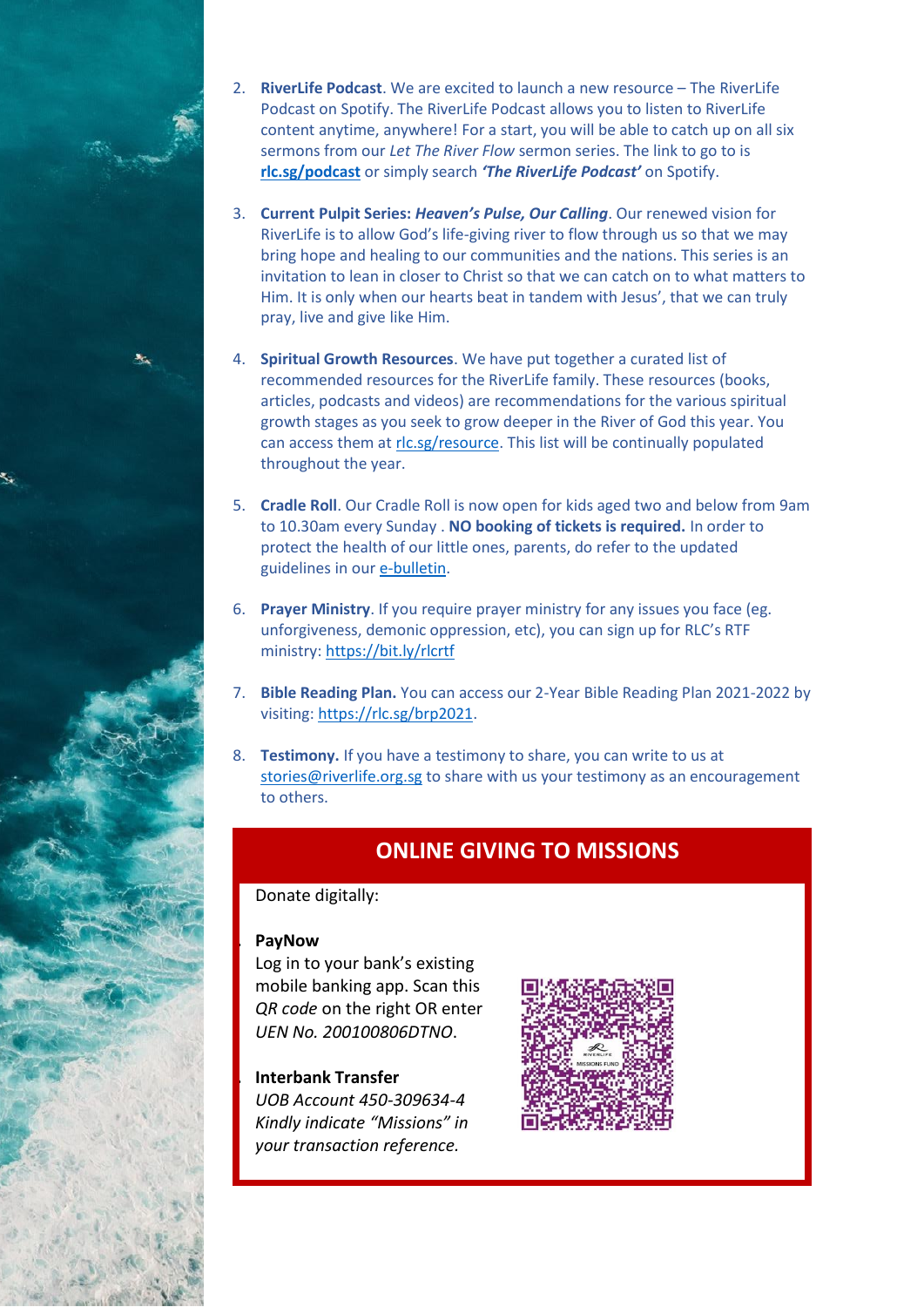2. **RiverLife Podcast**. We are excited to launch a new resource – The RiverLife Podcast on Spotify. The RiverLife Podcast allows you to listen to RiverLife content anytime, anywhere! For a start, you will be able to catch up on all six sermons from our *Let The River Flow* sermon series. The link to go to is **rlc.sg/podcast** or simply search ***'The RiverLife Podcast'*** on Spotify.

3. **Current Pulpit Series: *Heaven's Pulse, Our Calling***. Our renewed vision for RiverLife is to allow God's life-giving river to flow through us so that we may bring hope and healing to our communities and the nations. This series is an invitation to lean in closer to Christ so that we can catch on to what matters to Him. It is only when our hearts beat in tandem with Jesus', that we can truly pray, live and give like Him.

4. **Spiritual Growth Resources**. We have put together a curated list of recommended resources for the RiverLife family. These resources (books, articles, podcasts and videos) are recommendations for the various spiritual growth stages as you seek to grow deeper in the River of God this year. You can access them at rlc.sg/resource. This list will be continually populated throughout the year.

5. **Cradle Roll**. Our Cradle Roll is now open for kids aged two and below from 9am to 10.30am every Sunday . **NO booking of tickets is required.** In order to protect the health of our little ones, parents, do refer to the updated guidelines in our e-bulletin.

6. **Prayer Ministry**. If you require prayer ministry for any issues you face (eg. unforgiveness, demonic oppression, etc), you can sign up for RLC's RTF ministry: https://bit.ly/rlcrtf

7. **Bible Reading Plan.** You can access our 2-Year Bible Reading Plan 2021-2022 by visiting: https://rlc.sg/brp2021.

8. **Testimony.** If you have a testimony to share, you can write to us at stories@riverlife.org.sg to share with us your testimony as an encouragement to others.

## ONLINE GIVING TO MISSIONS

Donate digitally:

**PayNow**
Log in to your bank's existing mobile banking app. Scan this *QR code* on the right OR enter *UEN No. 200100806DTNO*.

**Interbank Transfer**
*UOB Account 450-309634-4*
*Kindly indicate "Missions" in your transaction reference.*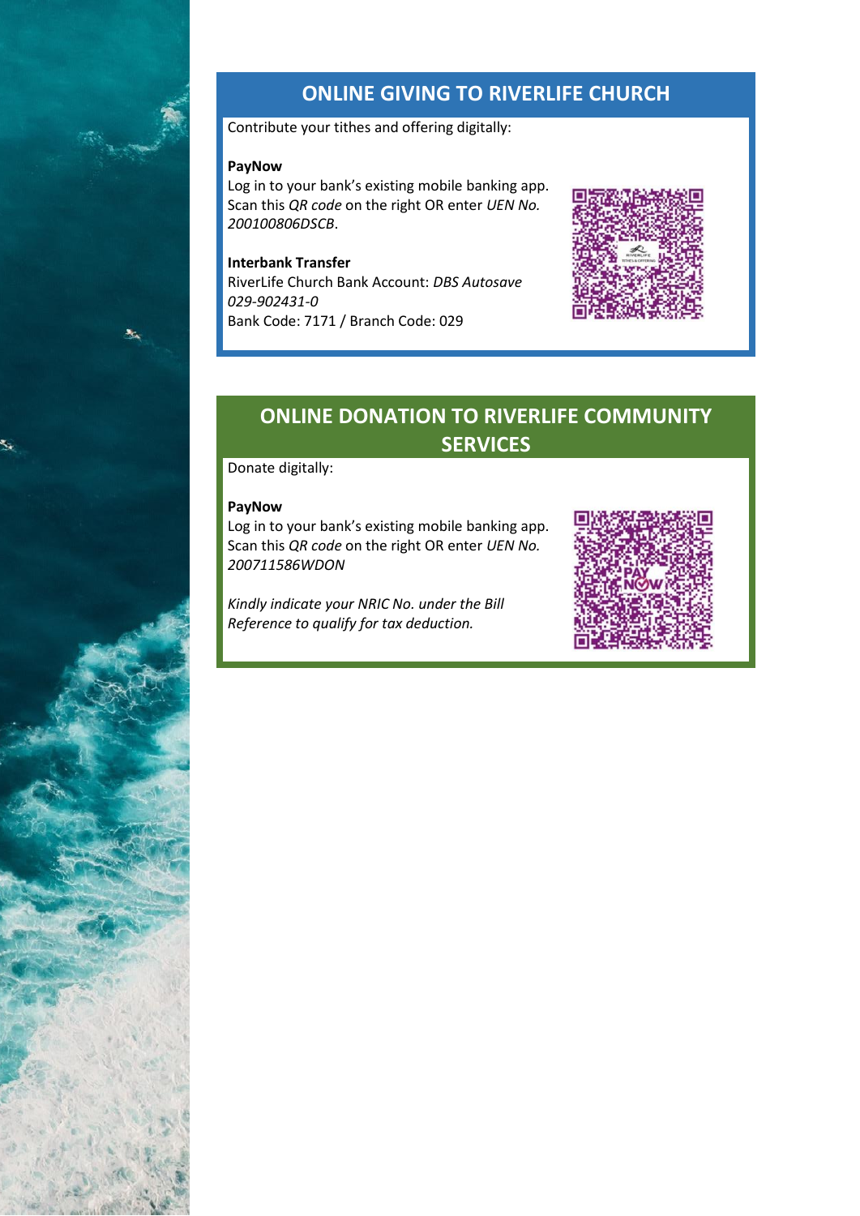## ONLINE GIVING TO RIVERLIFE CHURCH

Contribute your tithes and offering digitally:

**PayNow**
Log in to your bank's existing mobile banking app. Scan this *QR code* on the right OR enter *UEN No. 200100806DSCB*.

**Interbank Transfer**
RiverLife Church Bank Account: *DBS Autosave 029-902431-0*
Bank Code: 7171 / Branch Code: 029

## ONLINE DONATION TO RIVERLIFE COMMUNITY SERVICES

Donate digitally:

**PayNow**
Log in to your bank's existing mobile banking app. Scan this *QR code* on the right OR enter *UEN No. 200711586WDON*

*Kindly indicate your NRIC No. under the Bill Reference to qualify for tax deduction.*